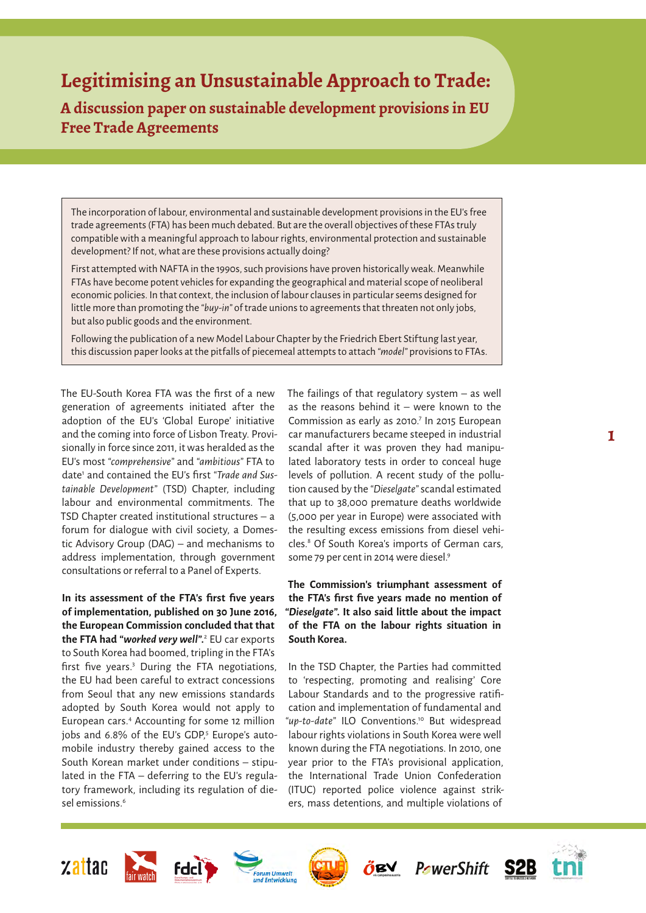# Legitimising an Unsustainable Approach to Trade:

## A discussion paper on sustainable development provisions in EU Free Trade Agreements

The incorporation of labour, environmental and sustainable development provisions in the EU's free trade agreements (FTA) has been much debated. But are the overall objectives of these FTAs truly compatible with a meaningful approach to labour rights, environmental protection and sustainable development? If not, what are these provisions actually doing?

First attempted with NAFTA in the 1990s, such provisions have proven historically weak. Meanwhile FTAs have become potent vehicles for expanding the geographical and material scope of neoliberal economic policies. In that context, the inclusion of labour clauses in particular seems designed for little more than promoting the "*buy-in*" of trade unions to agreements that threaten not only jobs, but also public goods and the environment.

Following the publication of a new Model Labour Chapter by the Friedrich Ebert Stiftung last year, this discussion paper looks at the pitfalls of piecemeal attempts to attach "*model*" provisions to FTAs.

The EU-South Korea FTA was the first of a new generation of agreements initiated after the adoption of the EU's 'Global Europe' initiative and the coming into force of Lisbon Treaty. Provisionally in force since 2011, it was heralded as the EU's most "*comprehensive*" and "*ambitious*" FTA to date[1] and contained the EU's first "*Trade and Sustainable Development*" (TSD) Chapter, including labour and environmental commitments. The TSD Chapter created institutional structures – a forum for dialogue with civil society, a Domestic Advisory Group (DAG) – and mechanisms to address implementation, through government consultations or referral to a Panel of Experts.

**In its assessment of the FTA's first five years of implementation, published on 30 June 2016, the European Commission concluded that that the FTA had "*worked very well*".**[2] EU exports to South Korea had boomed, tripling in the FTA's first five years.[3] During the FTA negotiations, the EU had been careful to extract concessions from Seoul that any new emissions standards adopted by South Korea would not apply to European cars.[4] Accounting for some 12 million jobs and 6.8% of the EU's GDP,[5] Europe's automobile industry thereby gained access to the South Korean market under conditions – stipulated in the FTA – deferring to the EU's regulatory framework, including its regulation of diesel emissions.[6]

The failings of that regulatory system – as well as the reasons behind it – were known to the Commission as early as 2010.[7] In 2015 European car manufacturers became steeped in industrial scandal after it was proven they had manipulated laboratory tests in order to conceal huge levels of pollution. A recent study of the pollution caused by the "*Dieselgate*" scandal estimated that up to 38,000 premature deaths worldwide (5,000 per year in Europe) were associated with the resulting excess emissions from diesel vehicles.[8] Of South Korea's imports of German cars, some 79 per cent in 2014 were diesel.[9]

**The Commission's triumphant assessment of the FTA's first five years made no mention of "*Dieselgate*". It also said little about the impact of the FTA on the labour rights situation in South Korea.**

In the TSD Chapter, the Parties had committed to 'respecting, promoting and realising' Core Labour Standards and to the progressive ratification and implementation of fundamental and "*up-to-date*" ILO Conventions.[10] But widespread labour rights violations in South Korea were well known during the FTA negotiations. In 2010, one year prior to the FTA's provisional application, the International Trade Union Confederation (ITUC) reported police violence against strikers, mass detentions, and multiple violations of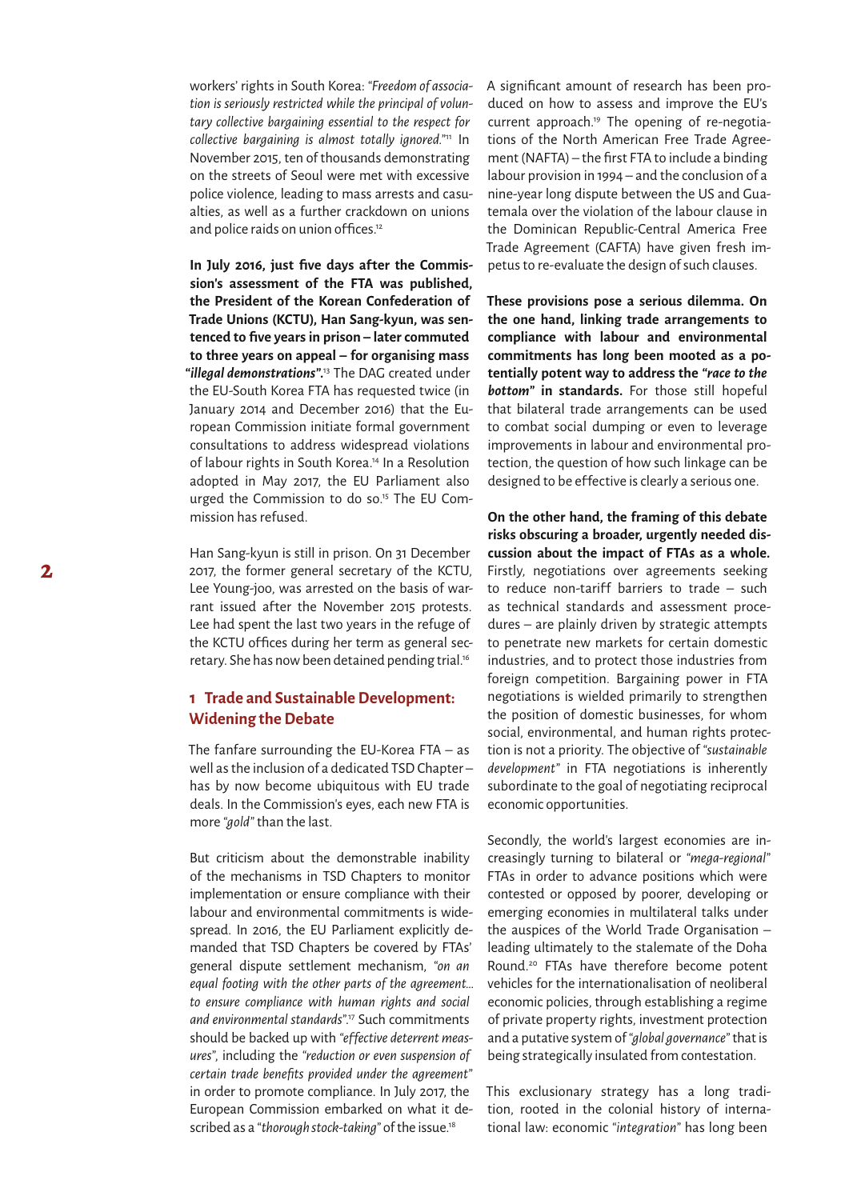workers' rights in South Korea: *"Freedom of association is seriously restricted while the principal of voluntary collective bargaining essential to the respect for collective bargaining is almost totally ignored."*[11] In November 2015, ten of thousands demonstrating on the streets of Seoul were met with excessive police violence, leading to mass arrests and casualties, as well as a further crackdown on unions and police raids on union offices.[12]

**In July 2016, just five days after the Commission's assessment of the FTA was published, the President of the Korean Confederation of Trade Unions (KCTU), Han Sang-kyun, was sentenced to five years in prison – later commuted to three years on appeal – for organising mass *"illegal demonstrations"*.**[13] The DAG created under the EU-South Korea FTA has requested twice (in January 2014 and December 2016) that the European Commission initiate formal government consultations to address widespread violations of labour rights in South Korea.[14] In a Resolution adopted in May 2017, the EU Parliament also urged the Commission to do so.[15] The EU Commission has refused.

Han Sang-kyun is still in prison. On 31 December 2017, the former general secretary of the KCTU, Lee Young-joo, was arrested on the basis of warrant issued after the November 2015 protests. Lee had spent the last two years in the refuge of the KCTU offices during her term as general secretary. She has now been detained pending trial.[16]

## 1 Trade and Sustainable Development: Widening the Debate

The fanfare surrounding the EU-Korea FTA – as well as the inclusion of a dedicated TSD Chapter – has by now become ubiquitous with EU trade deals. In the Commission's eyes, each new FTA is more *"gold"* than the last.

But criticism about the demonstrable inability of the mechanisms in TSD Chapters to monitor implementation or ensure compliance with their labour and environmental commitments is widespread. In 2016, the EU Parliament explicitly demanded that TSD Chapters be covered by FTAs' general dispute settlement mechanism, *"on an equal footing with the other parts of the agreement… to ensure compliance with human rights and social and environmental standards"*.[17] Such commitments should be backed up with *"effective deterrent measures"*, including the *"reduction or even suspension of certain trade benefits provided under the agreement"* in order to promote compliance. In July 2017, the European Commission embarked on what it described as a *"thorough stock-taking"* of the issue.[18]

A significant amount of research has been produced on how to assess and improve the EU's current approach.[19] The opening of re-negotiations of the North American Free Trade Agreement (NAFTA) – the first FTA to include a binding labour provision in 1994 – and the conclusion of a nine-year long dispute between the US and Guatemala over the violation of the labour clause in the Dominican Republic-Central America Free Trade Agreement (CAFTA) have given fresh impetus to re-evaluate the design of such clauses.

**These provisions pose a serious dilemma. On the one hand, linking trade arrangements to compliance with labour and environmental commitments has long been mooted as a potentially potent way to address the *"race to the bottom"* in standards.** For those still hopeful that bilateral trade arrangements can be used to combat social dumping or even to leverage improvements in labour and environmental protection, the question of how such linkage can be designed to be effective is clearly a serious one.

**On the other hand, the framing of this debate risks obscuring a broader, urgently needed discussion about the impact of FTAs as a whole.** Firstly, negotiations over agreements seeking to reduce non-tariff barriers to trade – such as technical standards and assessment procedures – are plainly driven by strategic attempts to penetrate new markets for certain domestic industries, and to protect those industries from foreign competition. Bargaining power in FTA negotiations is wielded primarily to strengthen the position of domestic businesses, for whom social, environmental, and human rights protection is not a priority. The objective of *"sustainable development"* in FTA negotiations is inherently subordinate to the goal of negotiating reciprocal economic opportunities.

Secondly, the world's largest economies are increasingly turning to bilateral or *"mega-regional"* FTAs in order to advance positions which were contested or opposed by poorer, developing or emerging economies in multilateral talks under the auspices of the World Trade Organisation – leading ultimately to the stalemate of the Doha Round.[20] FTAs have therefore become potent vehicles for the internationalisation of neoliberal economic policies, through establishing a regime of private property rights, investment protection and a putative system of *"global governance"* that is being strategically insulated from contestation.

This exclusionary strategy has a long tradition, rooted in the colonial history of international law: economic *"integration"* has long been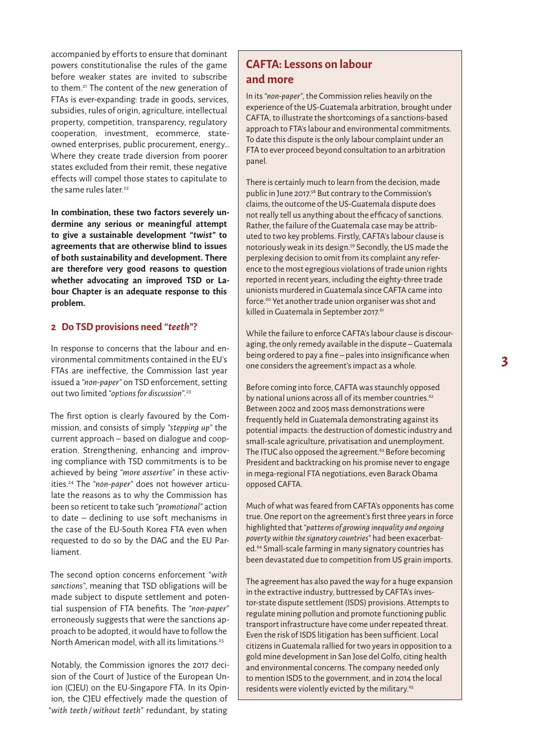accompanied by efforts to ensure that dominant powers constitutionalise the rules of the game before weaker states are invited to subscribe to them.[21] The content of the new generation of FTAs is ever-expanding: trade in goods, services, subsidies, rules of origin, agriculture, intellectual property, competition, transparency, regulatory cooperation, investment, ecommerce, state-owned enterprises, public procurement, energy... Where they create trade diversion from poorer states excluded from their remit, these negative effects will compel those states to capitulate to the same rules later.[22]

**In combination, these two factors severely undermine any serious or meaningful attempt to give a sustainable development "*twist*" to agreements that are otherwise blind to issues of both sustainability and development. There are therefore very good reasons to question whether advocating an improved TSD or Labour Chapter is an adequate response to this problem.**

## 2 Do TSD provisions need "*teeth*"?

In response to concerns that the labour and environmental commitments contained in the EU's FTAs are ineffective, the Commission last year issued a "*non-paper*" on TSD enforcement, setting out two limited "*options for discussion*".[23]

The first option is clearly favoured by the Commission, and consists of simply "*stepping up*" the current approach – based on dialogue and cooperation. Strengthening, enhancing and improving compliance with TSD commitments is to be achieved by being "*more assertive*" in these activities.[24] The "*non-paper*" does not however articulate the reasons as to why the Commission has been so reticent to take such "*promotional*" action to date – declining to use soft mechanisms in the case of the EU-South Korea FTA even when requested to do so by the DAG and the EU Parliament.

The second option concerns enforcement "*with sanctions*", meaning that TSD obligations will be made subject to dispute settlement and potential suspension of FTA benefits. The "*non-paper*" erroneously suggests that were the sanctions approach to be adopted, it would have to follow the North American model, with all its limitations.[25]

Notably, the Commission ignores the 2017 decision of the Court of Justice of the European Union (CJEU) on the EU-Singapore FTA. In its Opinion, the CJEU effectively made the question of "*with teeth / without teeth*" redundant, by stating

### CAFTA: Lessons on labour and more

In its "*non-paper*", the Commission relies heavily on the experience of the US-Guatemala arbitration, brought under CAFTA, to illustrate the shortcomings of a sanctions-based approach to FTA's labour and environmental commitments. To date this dispute is the only labour complaint under an FTA to ever proceed beyond consultation to an arbitration panel.

There is certainly much to learn from the decision, made public in June 2017.[58] But contrary to the Commission's claims, the outcome of the US-Guatemala dispute does not really tell us anything about the efficacy of sanctions. Rather, the failure of the Guatemala case may be attributed to two key problems. Firstly, CAFTA's labour clause is notoriously weak in its design.[59] Secondly, the US made the perplexing decision to omit from its complaint any reference to the most egregious violations of trade union rights reported in recent years, including the eighty-three trade unionists murdered in Guatemala since CAFTA came into force.[60] Yet another trade union organiser was shot and killed in Guatemala in September 2017.[61]

While the failure to enforce CAFTA's labour clause is discouraging, the only remedy available in the dispute – Guatemala being ordered to pay a fine – pales into insignificance when one considers the agreement's impact as a whole.

Before coming into force, CAFTA was staunchly opposed by national unions across all of its member countries.[62] Between 2002 and 2005 mass demonstrations were frequently held in Guatemala demonstrating against its potential impacts: the destruction of domestic industry and small-scale agriculture, privatisation and unemployment. The ITUC also opposed the agreement.[63] Before becoming President and backtracking on his promise never to engage in mega-regional FTA negotiations, even Barack Obama opposed CAFTA.

Much of what was feared from CAFTA's opponents has come true. One report on the agreement's first three years in force highlighted that "*patterns of growing inequality and ongoing poverty within the signatory countries*" had been exacerbated.[64] Small-scale farming in many signatory countries has been devastated due to competition from US grain imports.

The agreement has also paved the way for a huge expansion in the extractive industry, buttressed by CAFTA's investor-state dispute settlement (ISDS) provisions. Attempts to regulate mining pollution and promote functioning public transport infrastructure have come under repeated threat. Even the risk of ISDS litigation has been sufficient. Local citizens in Guatemala rallied for two years in opposition to a gold mine development in San Jose del Golfo, citing health and environmental concerns. The company needed only to mention ISDS to the government, and in 2014 the local residents were violently evicted by the military.[65]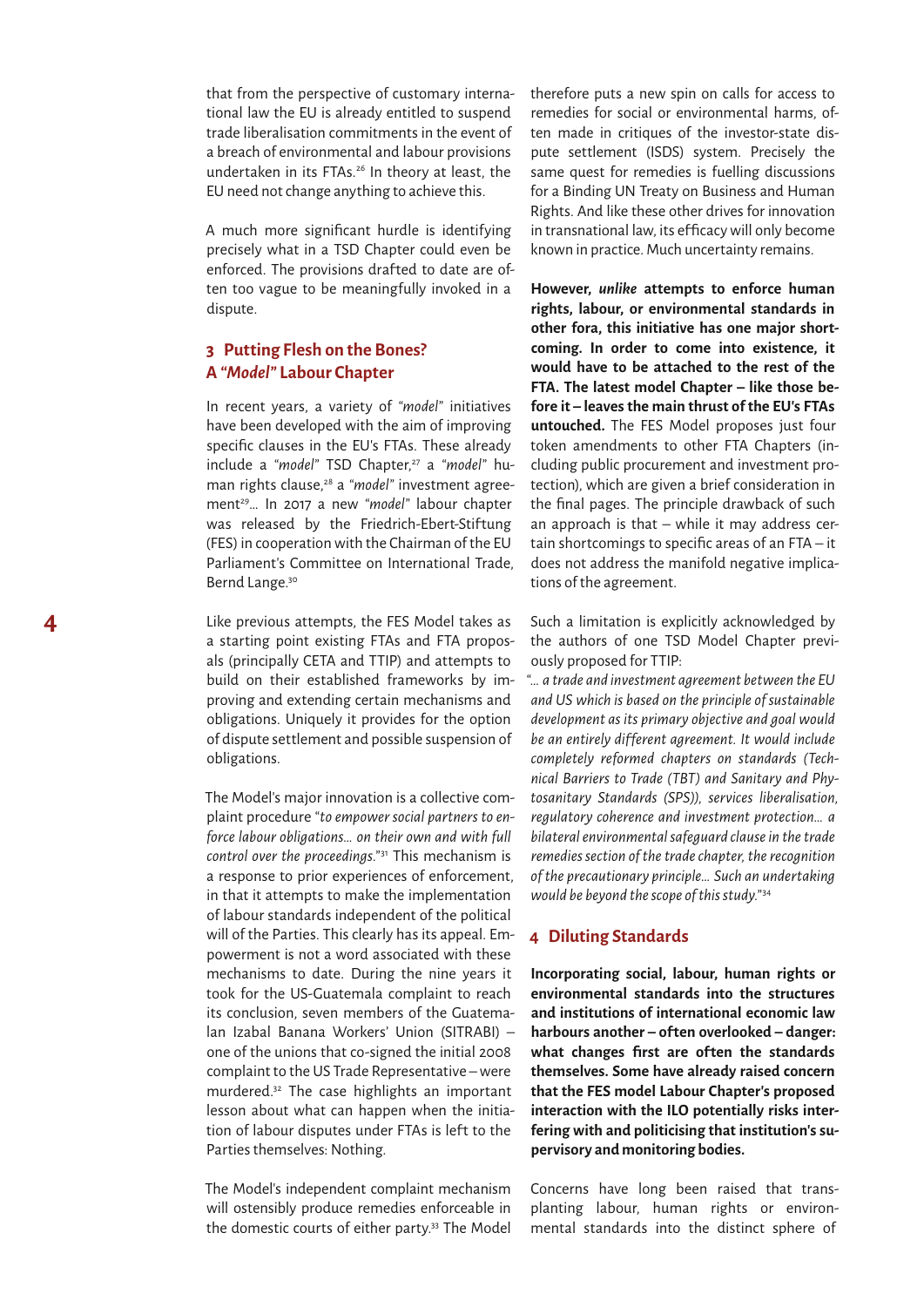that from the perspective of customary international law the EU is already entitled to suspend trade liberalisation commitments in the event of a breach of environmental and labour provisions undertaken in its FTAs.[26] In theory at least, the EU need not change anything to achieve this.

A much more significant hurdle is identifying precisely what in a TSD Chapter could even be enforced. The provisions drafted to date are often too vague to be meaningfully invoked in a dispute.

## 3 Putting Flesh on the Bones? A *"Model"* Labour Chapter

In recent years, a variety of *"model"* initiatives have been developed with the aim of improving specific clauses in the EU's FTAs. These already include a *"model"* TSD Chapter,[27] a *"model"* human rights clause,[28] a *"model"* investment agreement[29]... In 2017 a new *"model"* labour chapter was released by the Friedrich-Ebert-Stiftung (FES) in cooperation with the Chairman of the EU Parliament's Committee on International Trade, Bernd Lange.[30]

Like previous attempts, the FES Model takes as a starting point existing FTAs and FTA proposals (principally CETA and TTIP) and attempts to build on their established frameworks by improving and extending certain mechanisms and obligations. Uniquely it provides for the option of dispute settlement and possible suspension of obligations.

The Model's major innovation is a collective complaint procedure *"to empower social partners to enforce labour obligations... on their own and with full control over the proceedings."*[31] This mechanism is a response to prior experiences of enforcement, in that it attempts to make the implementation of labour standards independent of the political will of the Parties. This clearly has its appeal. Empowerment is not a word associated with these mechanisms to date. During the nine years it took for the US-Guatemala complaint to reach its conclusion, seven members of the Guatemalan Izabal Banana Workers' Union (SITRABI) – one of the unions that co-signed the initial 2008 complaint to the US Trade Representative – were murdered.[32] The case highlights an important lesson about what can happen when the initiation of labour disputes under FTAs is left to the Parties themselves: Nothing.

The Model's independent complaint mechanism will ostensibly produce remedies enforceable in the domestic courts of either party.[33] The Model therefore puts a new spin on calls for access to remedies for social or environmental harms, often made in critiques of the investor-state dispute settlement (ISDS) system. Precisely the same quest for remedies is fuelling discussions for a Binding UN Treaty on Business and Human Rights. And like these other drives for innovation in transnational law, its efficacy will only become known in practice. Much uncertainty remains.

**However, *unlike* attempts to enforce human rights, labour, or environmental standards in other fora, this initiative has one major shortcoming. In order to come into existence, it would have to be attached to the rest of the FTA. The latest model Chapter – like those before it – leaves the main thrust of the EU's FTAs untouched.** The FES Model proposes just four token amendments to other FTA Chapters (including public procurement and investment protection), which are given a brief consideration in the final pages. The principle drawback of such an approach is that – while it may address certain shortcomings to specific areas of an FTA – it does not address the manifold negative implications of the agreement.

Such a limitation is explicitly acknowledged by the authors of one TSD Model Chapter previously proposed for TTIP:

*"... a trade and investment agreement between the EU and US which is based on the principle of sustainable development as its primary objective and goal would be an entirely different agreement. It would include completely reformed chapters on standards (Technical Barriers to Trade (TBT) and Sanitary and Phytosanitary Standards (SPS)), services liberalisation, regulatory coherence and investment protection... a bilateral environmental safeguard clause in the trade remedies section of the trade chapter, the recognition of the precautionary principle... Such an undertaking would be beyond the scope of this study."*[34]

## 4 Diluting Standards

**Incorporating social, labour, human rights or environmental standards into the structures and institutions of international economic law harbours another – often overlooked – danger: what changes first are often the standards themselves. Some have already raised concern that the FES model Labour Chapter's proposed interaction with the ILO potentially risks interfering with and politicising that institution's supervisory and monitoring bodies.**

Concerns have long been raised that transplanting labour, human rights or environmental standards into the distinct sphere of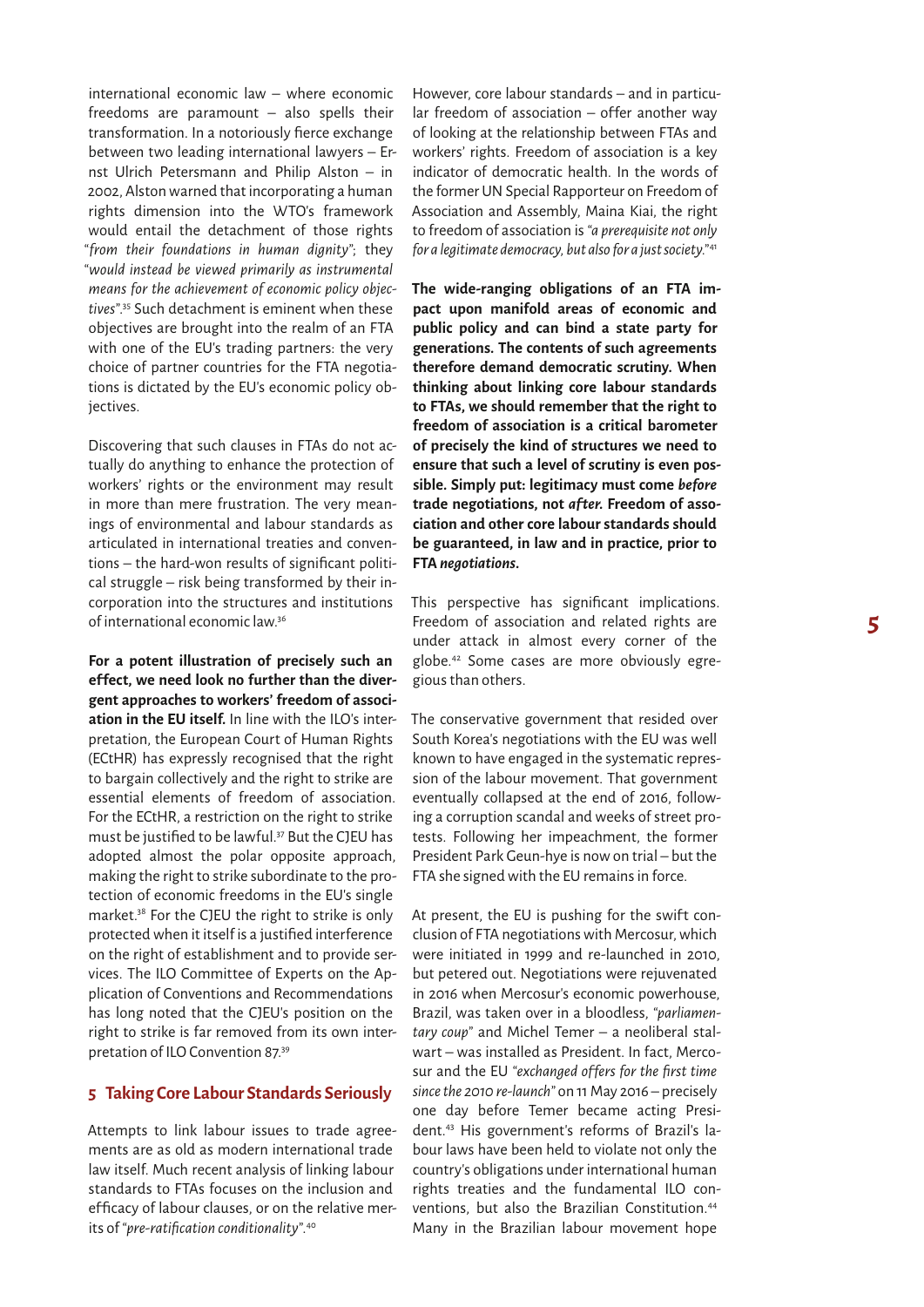international economic law – where economic freedoms are paramount – also spells their transformation. In a notoriously fierce exchange between two leading international lawyers – Ernst Ulrich Petersmann and Philip Alston – in 2002, Alston warned that incorporating a human rights dimension into the WTO's framework would entail the detachment of those rights "*from their foundations in human dignity*"; they "*would instead be viewed primarily as instrumental means for the achievement of economic policy objectives*".[35] Such detachment is eminent when these objectives are brought into the realm of an FTA with one of the EU's trading partners: the very choice of partner countries for the FTA negotiations is dictated by the EU's economic policy objectives.

Discovering that such clauses in FTAs do not actually do anything to enhance the protection of workers' rights or the environment may result in more than mere frustration. The very meanings of environmental and labour standards as articulated in international treaties and conventions – the hard-won results of significant political struggle – risk being transformed by their incorporation into the structures and institutions of international economic law.[36]

**For a potent illustration of precisely such an effect, we need look no further than the divergent approaches to workers' freedom of association in the EU itself.** In line with the ILO's interpretation, the European Court of Human Rights (ECtHR) has expressly recognised that the right to bargain collectively and the right to strike are essential elements of freedom of association. For the ECtHR, a restriction on the right to strike must be justified to be lawful.[37] But the CJEU has adopted almost the polar opposite approach, making the right to strike subordinate to the protection of economic freedoms in the EU's single market.[38] For the CJEU the right to strike is only protected when it itself is a justified interference on the right of establishment and to provide services. The ILO Committee of Experts on the Application of Conventions and Recommendations has long noted that the CJEU's position on the right to strike is far removed from its own interpretation of ILO Convention 87.[39]

## 5 Taking Core Labour Standards Seriously

Attempts to link labour issues to trade agreements are as old as modern international trade law itself. Much recent analysis of linking labour standards to FTAs focuses on the inclusion and efficacy of labour clauses, or on the relative merits of "*pre-ratification conditionality*".[40]

However, core labour standards – and in particular freedom of association – offer another way of looking at the relationship between FTAs and workers' rights. Freedom of association is a key indicator of democratic health. In the words of the former UN Special Rapporteur on Freedom of Association and Assembly, Maina Kiai, the right to freedom of association is "*a prerequisite not only for a legitimate democracy, but also for a just society.*"[41]

**The wide-ranging obligations of an FTA impact upon manifold areas of economic and public policy and can bind a state party for generations. The contents of such agreements therefore demand democratic scrutiny. When thinking about linking core labour standards to FTAs, we should remember that the right to freedom of association is a critical barometer of precisely the kind of structures we need to ensure that such a level of scrutiny is even possible. Simply put: legitimacy must come *before* trade negotiations, not *after.* Freedom of association and other core labour standards should be guaranteed, in law and in practice, prior to FTA *negotiations*.**

This perspective has significant implications. Freedom of association and related rights are under attack in almost every corner of the globe.[42] Some cases are more obviously egregious than others.

The conservative government that resided over South Korea's negotiations with the EU was well known to have engaged in the systematic repression of the labour movement. That government eventually collapsed at the end of 2016, following a corruption scandal and weeks of street protests. Following her impeachment, the former President Park Geun-hye is now on trial – but the FTA she signed with the EU remains in force.

At present, the EU is pushing for the swift conclusion of FTA negotiations with Mercosur, which were initiated in 1999 and re-launched in 2010, but petered out. Negotiations were rejuvenated in 2016 when Mercosur's economic powerhouse, Brazil, was taken over in a bloodless, "*parliamentary coup*" and Michel Temer – a neoliberal stalwart – was installed as President. In fact, Mercosur and the EU "*exchanged offers for the first time since the 2010 re-launch*" on 11 May 2016 – precisely one day before Temer became acting President.[43] His government's reforms of Brazil's labour laws have been held to violate not only the country's obligations under international human rights treaties and the fundamental ILO conventions, but also the Brazilian Constitution.[44] Many in the Brazilian labour movement hope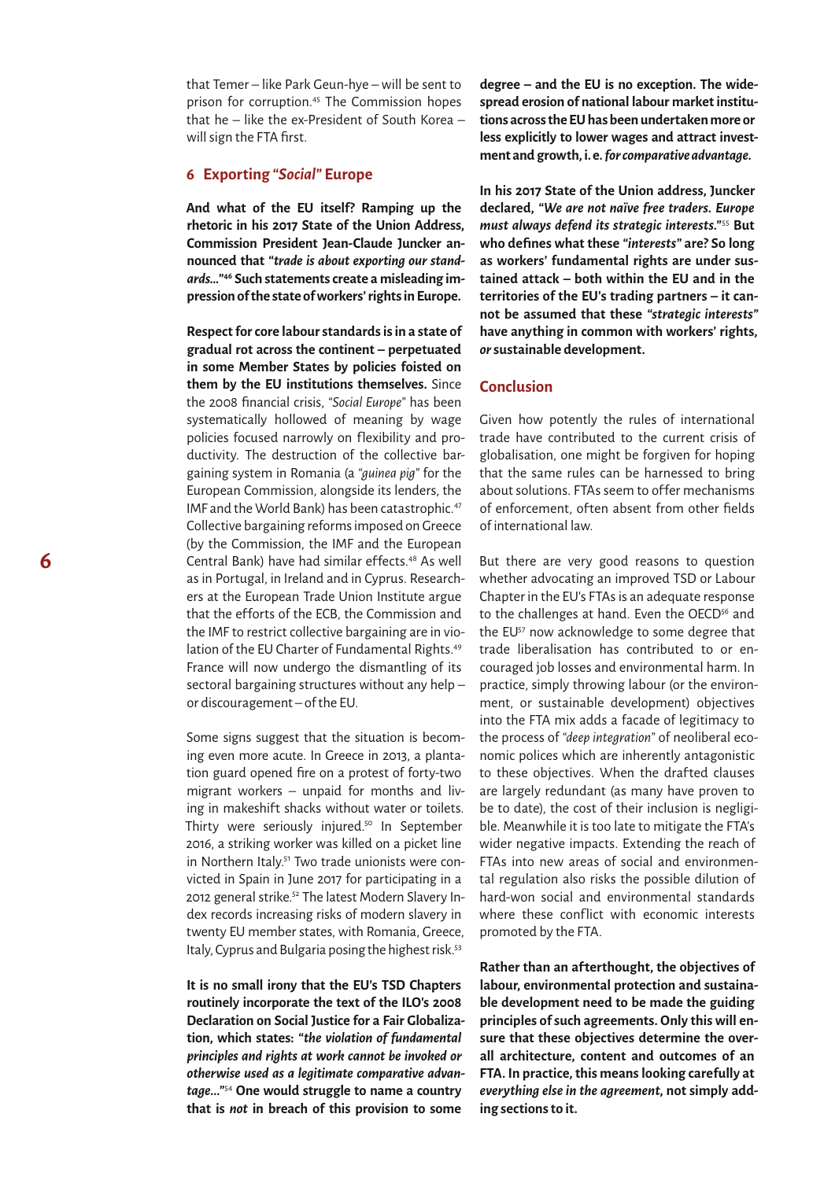that Temer – like Park Geun-hye – will be sent to prison for corruption.[45] The Commission hopes that he – like the ex-President of South Korea – will sign the FTA first.

## 6 Exporting "*Social*" Europe

**And what of the EU itself? Ramping up the rhetoric in his 2017 State of the Union Address, Commission President Jean-Claude Juncker announced that "*trade is about exporting our standards…*"[46] Such statements create a misleading impression of the state of workers' rights in Europe.**

**Respect for core labour standards is in a state of gradual rot across the continent – perpetuated in some Member States by policies foisted on them by the EU institutions themselves.** Since the 2008 financial crisis, "*Social Europe*" has been systematically hollowed of meaning by wage policies focused narrowly on flexibility and productivity. The destruction of the collective bargaining system in Romania (a "*guinea pig*" for the European Commission, alongside its lenders, the IMF and the World Bank) has been catastrophic.[47] Collective bargaining reforms imposed on Greece (by the Commission, the IMF and the European Central Bank) have had similar effects.[48] As well as in Portugal, in Ireland and in Cyprus. Researchers at the European Trade Union Institute argue that the efforts of the ECB, the Commission and the IMF to restrict collective bargaining are in violation of the EU Charter of Fundamental Rights.[49] France will now undergo the dismantling of its sectoral bargaining structures without any help – or discouragement – of the EU.

Some signs suggest that the situation is becoming even more acute. In Greece in 2013, a plantation guard opened fire on a protest of forty-two migrant workers – unpaid for months and living in makeshift shacks without water or toilets. Thirty were seriously injured.[50] In September 2016, a striking worker was killed on a picket line in Northern Italy.[51] Two trade unionists were convicted in Spain in June 2017 for participating in a 2012 general strike.[52] The latest Modern Slavery Index records increasing risks of modern slavery in twenty EU member states, with Romania, Greece, Italy, Cyprus and Bulgaria posing the highest risk.[53]

**It is no small irony that the EU's TSD Chapters routinely incorporate the text of the ILO's 2008 Declaration on Social Justice for a Fair Globalization, which states: "*the violation of fundamental principles and rights at work cannot be invoked or otherwise used as a legitimate comparative advantage…*"**[54] **One would struggle to name a country that is *not* in breach of this provision to some degree – and the EU is no exception. The widespread erosion of national labour market institutions across the EU has been undertaken more or less explicitly to lower wages and attract investment and growth, i.e. *for comparative advantage.***

**In his 2017 State of the Union address, Juncker declared, "*We are not naïve free traders. Europe must always defend its strategic interests.*"**[55] **But who defines what these "*interests*" are? So long as workers' fundamental rights are under sustained attack – both within the EU and in the territories of the EU's trading partners – it cannot be assumed that these "*strategic interests*" have anything in common with workers' rights, *or* sustainable development.**

## Conclusion

Given how potently the rules of international trade have contributed to the current crisis of globalisation, one might be forgiven for hoping that the same rules can be harnessed to bring about solutions. FTAs seem to offer mechanisms of enforcement, often absent from other fields of international law.

But there are very good reasons to question whether advocating an improved TSD or Labour Chapter in the EU's FTAs is an adequate response to the challenges at hand. Even the OECD[56] and the EU[57] now acknowledge to some degree that trade liberalisation has contributed to or encouraged job losses and environmental harm. In practice, simply throwing labour (or the environment, or sustainable development) objectives into the FTA mix adds a facade of legitimacy to the process of "*deep integration*" of neoliberal economic polices which are inherently antagonistic to these objectives. When the drafted clauses are largely redundant (as many have proven to be to date), the cost of their inclusion is negligible. Meanwhile it is too late to mitigate the FTA's wider negative impacts. Extending the reach of FTAs into new areas of social and environmental regulation also risks the possible dilution of hard-won social and environmental standards where these conflict with economic interests promoted by the FTA.

**Rather than an afterthought, the objectives of labour, environmental protection and sustainable development need to be made the guiding principles of such agreements. Only this will ensure that these objectives determine the overall architecture, content and outcomes of an FTA. In practice, this means looking carefully at *everything else in the agreement*, not simply adding sections to it.**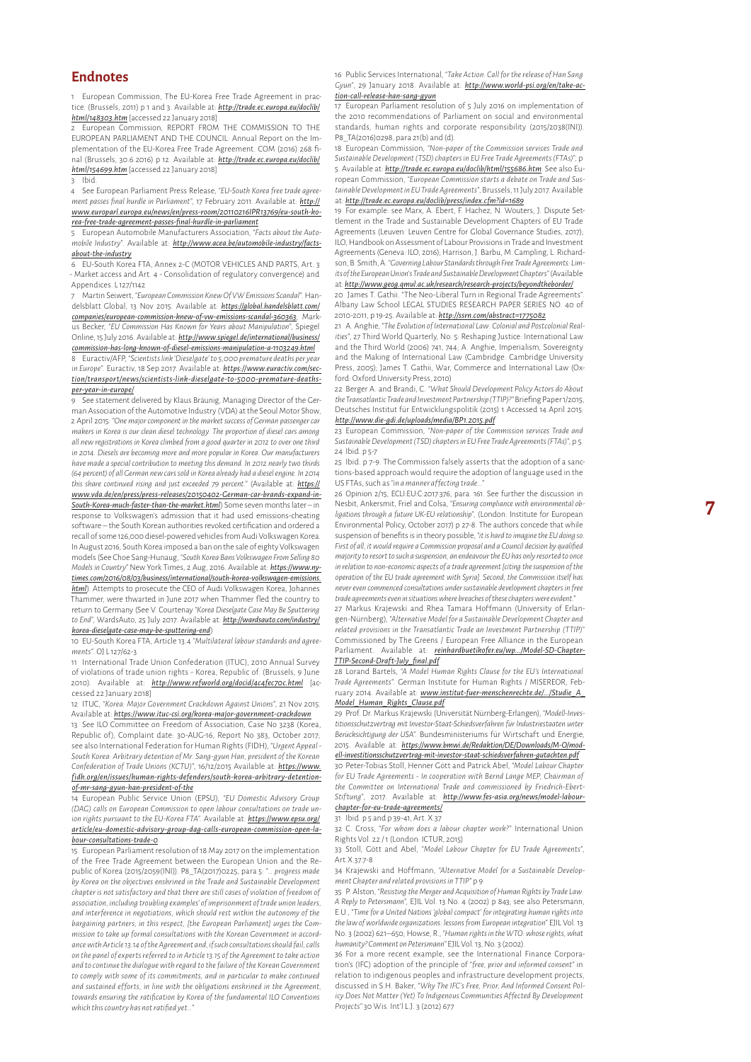## Endnotes

1 European Commission, The EU-Korea Free Trade Agreement in practice. (Brussels, 2011) p 1 and 3. Available at: *http://trade.ec.europa.eu/doclib/html/148303.htm* [accessed 22 January 2018]

2 European Commission, REPORT FROM THE COMMISSION TO THE EUROPEAN PARLIAMENT AND THE COUNCIL: Annual Report on the Implementation of the EU-Korea Free Trade Agreement. COM (2016) 268 final (Brussels, 30.6.2016) p 12. Available at: *http://trade.ec.europa.eu/doclib/html/154699.htm* [accessed 22 January 2018]

3 Ibid.

4 See European Parliament Press Release, *"EU-South Korea free trade agreement passes final hurdle in Parliament"*, 17 February 2011. Available at: *http://www.europarl.europa.eu/news/en/press-room/20110216IPR13769/eu-south-korea-free-trade-agreement-passes-final-hurdle-in-parliament*

5 European Automobile Manufacturers Association, *"Facts about the Automobile Industry"*. Available at: *http://www.acea.be/automobile-industry/facts-about-the-industry*

6 EU-South Korea FTA, Annex 2-C (MOTOR VEHICLES AND PARTS, Art. 3 - Market access and Art. 4 - Consolidation of regulatory convergence) and Appendices. L127/1142

7 Martin Seiwert, *"European Commission Knew Of VW Emissions Scandal"*. Handelsblatt Global, 13 Nov 2015. Available at: *https://global.handelsblatt.com/companies/european-commission-knew-of-vw-emissions-scandal-360363*; Markus Becker, *"EU Commission Has Known for Years about Manipulation"*, Spiegel Online, 15 July 2016. Available at: *http://www.spiegel.de/international/business/commission-has-long-known-of-diesel-emissions-manipulation-a-1103249.html*

8 Euractiv/AFP, *"Scientists link 'Dieselgate' to 5,000 premature deaths per year in Europe"*. Euractiv, 18 Sep 2017. Available at: *https://www.euractiv.com/section/transport/news/scientists-link-dieselgate-to-5000-premature-deaths-per-year-in-europe/*

9 See statement delivered by Klaus Bräunig, Managing Director of the German Association of the Automotive Industry (VDA) at the Seoul Motor Show, 2 April 2015: *"One major component in the market success of German passenger car makers in Korea is our clean diesel technology. The proportion of diesel cars among all new registrations in Korea climbed from a good quarter in 2012 to over one third in 2014. Diesels are becoming more and more popular in Korea. Our manufacturers have made a special contribution to meeting this demand. In 2012 nearly two thirds (64 percent) of all German new cars sold in Korea already had a diesel engine. In 2014 this share continued rising and just exceeded 79 percent."* (Available at: *https://www.vda.de/en/press/press-releases/20150402-German-car-brands-expand-in-South-Korea-much-faster-than-the-market.html*) Some seven months later – in response to Volkswagen's admission that it had used emissions-cheating software – the South Korean authorities revoked certification and ordered a recall of some 126,000 diesel-powered vehicles from Audi Volkswagen Korea. In August 2016, South Korea imposed a ban on the sale of eighty Volkswagen models (See Choe Sang-Hunaug, *"South Korea Bans Volkswagen From Selling 80 Models in Country"* New York Times, 2 Aug, 2016. Available at: *https://www.nytimes.com/2016/08/03/business/international/south-korea-volkswagen-emissions.html*). Attempts to prosecute the CEO of Audi Volkswagen Korea, Johannes Thammer, were thwarted in June 2017 when Thammer fled the country to return to Germany (See V. Courtenay *"Korea Dieselgate Case May Be Sputtering to End"*, WardsAuto, 25 July 2017. Available at: *http://wardsauto.com/industry/korea-dieselgate-case-may-be-sputtering-end*)

10 EU-South Korea FTA, Article 13.4 *"Multilateral labour standards and agreements"*. OJ L127/62-3

11 International Trade Union Confederation (ITUC), 2010 Annual Survey of violations of trade union rights - Korea, Republic of. (Brussels, 9 June 2010). Available at: *http://www.refworld.org/docid/4c4fec70c.html* [accessed 22 January 2018]

12 ITUC, *"Korea: Major Government Crackdown Against Unions"*, 21 Nov 2015. Available at: *https://www.ituc-csi.org/korea-major-government-crackdown*

13 See ILO Committee on Freedom of Association, Case No 3238 (Korea, Republic of), Complaint date: 30-AUG-16, Report No 383, October 2017; see also International Federation for Human Rights (FIDH), *"Urgent Appeal - South Korea: Arbitrary detention of Mr. Sang-gyun Han, president of the Korean Confederation of Trade Unions (KCTU)"*, 16/12/2015 Available at: *https://www.fidh.org/en/issues/human-rights-defenders/south-korea-arbitrary-detention-of-mr-sang-gyun-han-president-of-the*

14 European Public Service Union (EPSU), *"EU Domestic Advisory Group (DAG) calls on European Commission to open labour consultations on trade union rights pursuant to the EU-Korea FTA"*. Available at: *https://www.epsu.org/article/eu-domestic-advisory-group-dag-calls-european-commission-open-labour-consultations-trade-0*

15 European Parliament resolution of 18 May 2017 on the implementation of the Free Trade Agreement between the European Union and the Republic of Korea (2015/2059(INI)). P8_TA(2017)0225, para 5: *"... progress made by Korea on the objectives enshrined in the Trade and Sustainable Development chapter is not satisfactory and that there are still cases of violation of freedom of association, including troubling examples of imprisonment of trade union leaders, and interference in negotiations, which should rest within the autonomy of the bargaining partners; in this respect, [the European Parliament] urges the Commission to take up formal consultations with the Korean Government in accordance with Article 13.14 of the Agreement and, if such consultations should fail, calls on the panel of experts referred to in Article 13.15 of the Agreement to take action and to continue the dialogue with regard to the failure of the Korean Government to comply with some of its commitments, and in particular to make continued and sustained efforts, in line with the obligations enshrined in the Agreement, towards ensuring the ratification by Korea of the fundamental ILO Conventions which this country has not ratified yet..."*

16 Public Services International, *"Take Action: Call for the release of Han Sang Gyun"*, 29 January 2018. Available at: *http://www.world-psi.org/en/take-action-call-release-han-sang-gyun*

17 European Parliament resolution of 5 July 2016 on implementation of the 2010 recommendations of Parliament on social and environmental standards, human rights and corporate responsibility (2015/2038(INI)). P8_TA(2016)0298, para 21(b) and (d).

18 European Commission, *"Non-paper of the Commission services Trade and Sustainable Development (TSD) chapters in EU Free Trade Agreements (FTAs)"*, p 5. Available at: *http://trade.ec.europa.eu/doclib/html/155686.htm*. See also European Commission, *"European Commission starts a debate on Trade and Sustainable Development in EU Trade Agreements"*, Brussels, 11 July 2017. Available at: *http://trade.ec.europa.eu/doclib/press/index.cfm?id=1689*

19 For example: see Marx, A. Ebert, F. Hachez, N. Wouters, J. Dispute Settlement in the Trade and Sustainable Development Chapters of EU Trade Agreements (Leuven: Leuven Centre for Global Governance Studies, 2017); ILO, Handbook on Assessment of Labour Provisions in Trade and Investment Agreements (Geneva: ILO, 2016); Harrison, J. Barbu, M. Campling, L. Richardson, B. Smith, A. *"Governing Labour Standards through Free Trade Agreements: Limits of the European Union's Trade and Sustainable Development Chapters"* (Available at: *http://www.geog.qmul.ac.uk/research/research-projects/beyondtheborder/*

20 James T. Gathii. "The Neo-Liberal Turn in Regional Trade Agreements". Albany Law School LEGAL STUDIES RESEARCH PAPER SERIES NO. 40 of 2010-2011, p 19-25. Available at: *http://ssrn.com/abstract=1775082*

21 A. Anghie, *"The Evolution of International Law: Colonial and Postcolonial Realities"*, 27 Third World Quarterly, No. 5: Reshaping Justice: International Law and the Third World (2006) 741, 744; A. Anghie, Imperialism, Sovereignty and the Making of International Law (Cambridge: Cambridge University Press, 2005); James T. Gathii, War, Commerce and International Law (Oxford: Oxford University Press, 2010)

22 Berger A. and Brandi, C. *"What Should Development Policy Actors do About the Transatlantic Trade and Investment Partnership (TTIP)?"* Briefing Paper 1/2015, Deutsches Institut für Entwicklungspolitik (2015) 1 Accessed 14 April 2015: *http://www.die-gdi.de/uploads/media/BP1.2015.pdf*

23 European Commission, *"Non-paper of the Commission services Trade and Sustainable Development (TSD) chapters in EU Free Trade Agreements (FTAs)"*, p 5.

24 Ibid. p 5-7

25 Ibid. p 7-9. The Commission falsely asserts that the adoption of a sanctions-based approach would require the adoption of language used in the US FTAs, such as *"in a manner affecting trade..."*

26 Opinion 2/15, ECLI:EU:C:2017:376, para. 161. See further the discussion in Nesbit, Ankersmit, Friel and Colsa, *"Ensuring compliance with environmental obligations through a future UK-EU relationship"*, (London: Institute for European Environmental Policy, October 2017) p 27-8. The authors concede that while suspension of benefits is in theory possible, *"it is hard to imagine the EU doing so. First of all, it would require a Commission proposal and a Council decision by qualified majority to resort to such a suspension, an endeavour the EU has only resorted to once in relation to non-economic aspects of a trade agreement [citing the suspension of the operation of the EU trade agreement with Syria]. Second, the Commission itself has never even commenced consultations under sustainable development chapters in free trade agreements even in situations where breaches of these chapters were evident."*

27 Markus Krajewski and Rhea Tamara Hoffmann (University of Erlangen-Nürnberg), *"Alternative Model for a Sustainable Development Chapter and related provisions in the Transatlantic Trade an Investment Partnership (TTIP)"* Commissioned by The Greens / European Free Alliance in the European Parliament. Available at: *reinhardbuetikofer.eu/wp.../Model-SD-Chapter-TTIP-Second-Draft-July_final.pdf*

28 Lorand Bartels, *"A Model Human Rights Clause for the EU's International Trade Agreements"*. German Institute for Human Rights / MISEREOR, February 2014. Available at: *www.institut-fuer-menschenrechte.de/.../Studie_A_Model_Human_Rights_Clause.pdf*

29 Prof. Dr. Markus Krajewski (Universität Nürnberg-Erlangen), *"Modell-Investitionsschutzvertrag mit Investor-Staat-Schiedsverfahren für Industriestaaten unter Berücksichtigung der USA"*. Bundesministeriums für Wirtschaft und Energie, 2015. Available at: *https://www.bmwi.de/Redaktion/DE/Downloads/M-O/modell-investitionsschutzvertrag-mit-investor-staat-schiedsverfahren-gutachten.pdf*

30 Peter-Tobias Stoll, Henner Gött and Patrick Abel, *"Model Labour Chapter for EU Trade Agreements - In cooperation with Bernd Lange MEP, Chairman of the Committee on International Trade and commissioned by Friedrich-Ebert-Stiftung"*, 2017. Available at: *http://www.fes-asia.org/news/model-labour-chapter-for-eu-trade-agreements/*

31 Ibid. p 5 and p 39-41; Art. X.37

32 C. Cross, *"For whom does a labour chapter work?"* International Union Rights Vol. 22 / 1 (London: ICTUR, 2015)

33 Stoll, Gött and Abel, *"Model Labour Chapter for EU Trade Agreements"*, Art.X.37.7-8

34 Krajewski and Hoffmann, *"Alternative Model for a Sustainable Development Chapter and related provisions in TTIP"* p 9

35 P. Alston, *"Resisting the Merger and Acquisition of Human Rights by Trade Law: A Reply to Petersmann"*, EJIL Vol. 13 No. 4 (2002) p 843; see also Petersmann, E.U., *"Time for a United Nations 'global compact' for integrating human rights into the law of worldwide organizations: lessons from European integration"* EJIL Vol. 13 No. 3 (2002) 621–650; Howse, R., *"Human rights in the WTO: whose rights, what humanity? Comment on Petersmann"* EJIL Vol. 13, No. 3 (2002).

36 For a more recent example, see the International Finance Corporation's (IFC) adoption of the principle of *"free, prior and informed consent"* in relation to indigenous peoples and infrastructure development projects, discussed in S.H. Baker, *"Why The IFC's Free, Prior, And Informed Consent Policy Does Not Matter (Yet) To Indigenous Communities Affected By Development Projects"* 30 Wis. Int'l L.J. 3 (2012) 677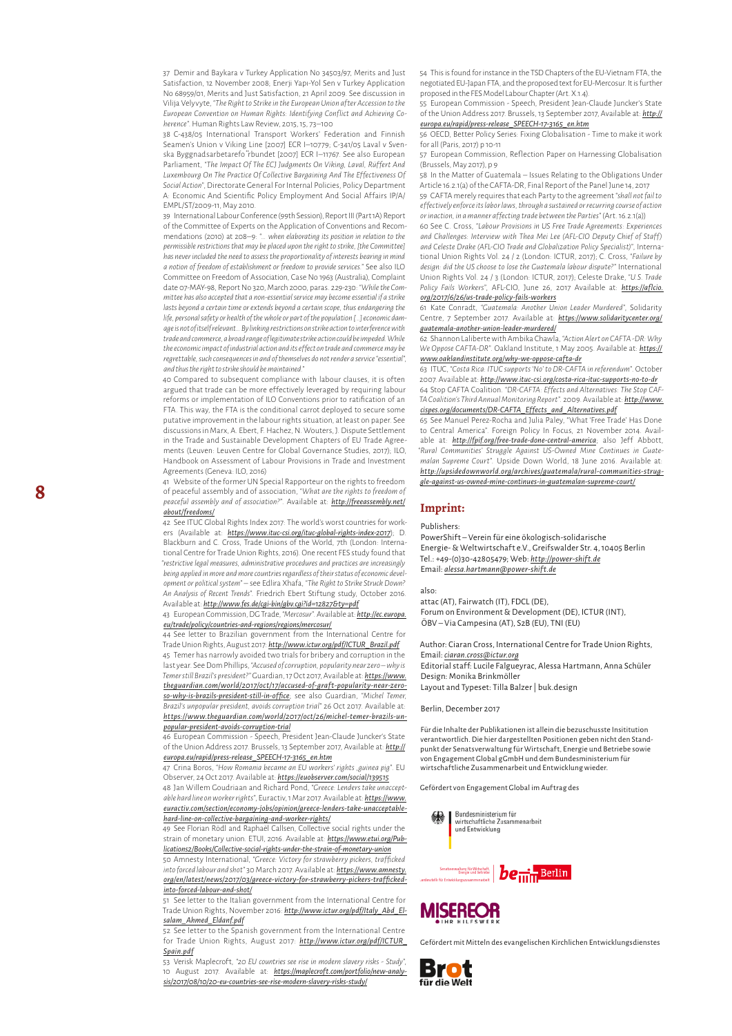37 Demir and Baykara v Turkey Application No 34503/97, Merits and Just Satisfaction, 12 November 2008; Enerji Yapı-Yol Sen v Turkey Application No 68959/01, Merits and Just Satisfaction, 21 April 2009. See discussion in Vilija Velyvyte, *"The Right to Strike in the European Union after Accession to the European Convention on Human Rights: Identifying Conflict and Achieving Coherence"*. Human Rights Law Review, 2015, 15, 73–100

38 C-438/05 International Transport Workers' Federation and Finnish Seamen's Union v Viking Line [2007] ECR I–10779; C-341/05 Laval v Svenska Byggnadsarbetarefo¨rbundet [2007] ECR I–11767. See also European Parliament, *"The Impact Of The ECJ Judgments On Viking, Laval, Ruffert And Luxembourg On The Practice Of Collective Bargaining And The Effectiveness Of Social Action"*, Directorate General For Internal Policies, Policy Department A: Economic And Scientific Policy Employment And Social Affairs IP/A/EMPL/ST/2009-11, May 2010.

39 International Labour Conference (99th Session), Report III (Part 1A) Report of the Committee of Experts on the Application of Conventions and Recommendations (2010) at 208–9: *"... when elaborating its position in relation to the permissible restrictions that may be placed upon the right to strike, [the Committee] has never included the need to assess the proportionality of interests bearing in mind a notion of freedom of establishment or freedom to provide services."* See also ILO Committee on Freedom of Association, Case No 1963 (Australia), Complaint date 07-MAY-98, Report No 320, March 2000, paras. 229-230: *"While the Committee has also accepted that a non-essential service may become essential if a strike lasts beyond a certain time or extends beyond a certain scope, thus endangering the life, personal safety or health of the whole or part of the population [...] economic damage is not of itself relevant... By linking restrictions on strike action to interference with trade and commerce, a broad range of legitimate strike action could be impeded. While the economic impact of industrial action and its effect on trade and commerce may be regrettable, such consequences in and of themselves do not render a service "essential", and thus the right to strike should be maintained."*

40 Compared to subsequent compliance with labour clauses, it is often argued that trade can be more effectively leveraged by requiring labour reforms or implementation of ILO Conventions prior to ratification of an FTA. This way, the FTA is the conditional carrot deployed to secure some putative improvement in the labour rights situation, at least on paper. See discussions in Marx, A. Ebert, F. Hachez, N. Wouters, J. Dispute Settlement in the Trade and Sustainable Development Chapters of EU Trade Agreements (Leuven: Leuven Centre for Global Governance Studies, 2017); ILO, Handbook on Assessment of Labour Provisions in Trade and Investment Agreements (Geneva: ILO, 2016)

41 Website of the former UN Special Rapporteur on the rights to freedom of peaceful assembly and of association, *"What are the rights to freedom of peaceful assembly and of association?"*. Available at: ***http://freeassembly.net/about/freedoms/***

42 See ITUC Global Rights Index 2017: The world's worst countries for workers (Available at: ***https://www.ituc-csi.org/ituc-global-rights-index-2017***); D. Blackburn and C. Cross, Trade Unions of the World, 7th (London: International Centre for Trade Union Rights, 2016). One recent FES study found that *"restrictive legal measures, administrative procedures and practices are increasingly being applied in more and more countries regardless of their status of economic development or political system"* – see Edlira Xhafa, *"The Right to Strike Struck Down? An Analysis of Recent Trends"*. Friedrich Ebert Stiftung study, October 2016. Available at: ***http://www.fes.de/cgi-bin/gbv.cgi?id=12827&ty=pdf***

43 European Commission, DG Trade, *"Mercosur"*. Available at: ***http://ec.europa.eu/trade/policy/countries-and-regions/regions/mercosur/***

44 See letter to Brazilian government from the International Centre for Trade Union Rights, August 2017: ***http://www.ictur.org/pdf/ICTUR_Brazil.pdf***

45 Temer has narrowly avoided two trials for bribery and corruption in the last year. See Dom Phillips, *"Accused of corruption, popularity near zero – why is Temer still Brazil's president?"* Guardian, 17 Oct 2017, Available at: ***https://www.theguardian.com/world/2017/oct/17/accused-of-graft-popularity-near-zero-so-why-is-brazils-president-still-in-office***; see also Guardian, *"Michel Temer, Brazil's unpopular president, avoids corruption trial"* 26 Oct 2017. Available at: ***https://www.theguardian.com/world/2017/oct/26/michel-temer-brazils-unpopular-president-avoids-corruption-trial***

46 European Commission - Speech, President Jean-Claude Juncker's State of the Union Address 2017. Brussels, 13 September 2017, Available at: ***http://europa.eu/rapid/press-release_SPEECH-17-3165_en.htm***

47 Crina Boros, *"How Romania became an EU workers' rights ,guinea pig"*. EU Observer, 24 Oct 2017. Available at: ***https://euobserver.com/social/139515***

48 Jan Willem Goudriaan and Richard Pond, *"Greece: Lenders take unacceptable hard line on worker rights"*, Euractiv, 1 Mar 2017. Available at: ***https://www.euractiv.com/section/economy-jobs/opinion/greece-lenders-take-unacceptable-hard-line-on-collective-bargaining-and-worker-rights/***

49 See Florian Rödl and Raphaël Callsen, Collective social rights under the strain of monetary union. ETUI, 2016. Available at: ***https://www.etui.org/Publications2/Books/Collective-social-rights-under-the-strain-of-monetary-union***

50 Amnesty International, *"Greece: Victory for strawberry pickers, trafficked into forced labour and shot"* 30 March 2017. Available at: ***https://www.amnesty.org/en/latest/news/2017/03/greece-victory-for-strawberry-pickers-trafficked-into-forced-labour-and-shot/***

51 See letter to the Italian government from the International Centre for Trade Union Rights, November 2016: ***http://www.ictur.org/pdf/Italy_Abd_Elsalam_Ahmed_Eldanf.pdf***

52 See letter to the Spanish government from the International Centre for Trade Union Rights, August 2017: ***http://www.ictur.org/pdf/ICTUR_Spain.pdf***

53 Verisk Maplecroft, *"20 EU countries see rise in modern slavery risks - Study"*, 10 August 2017. Available at: ***https://maplecroft.com/portfolio/new-analysis/2017/08/10/20-eu-countries-see-rise-modern-slavery-risks-study/***

54 This is found for instance in the TSD Chapters of the EU-Vietnam FTA, the negotiated EU-Japan FTA, and the proposed text for EU-Mercosur. It is further proposed in the FES Model Labour Chapter (Art. X.1.4).

55 European Commission - Speech, President Jean-Claude Juncker's State of the Union Address 2017. Brussels, 13 September 2017, Available at: ***http://europa.eu/rapid/press-release_SPEECH-17-3165_en.htm***

56 OECD, Better Policy Series: Fixing Globalisation - Time to make it work for all (Paris, 2017) p 10-11

57 European Commission, Reflection Paper on Harnessing Globalisation (Brussels, May 2017), p 9

58 In the Matter of Guatemala – Issues Relating to the Obligations Under Article 16.2.1(a) of the CAFTA-DR, Final Report of the Panel June 14, 2017

59 CAFTA merely requires that each Party to the agreement *"shall not fail to effectively enforce its labor laws, through a sustained or recurring course of action or inaction, in a manner affecting trade between the Parties"* (Art. 16.2.1(a))

60 See C. Cross, *"Labour Provisions in US Free Trade Agreements: Experiences and Challenges: Interview with Thea Mei Lee (AFL-CIO Deputy Chief of Staff) and Celeste Drake (AFL-CIO Trade and Globalization Policy Specialist)"*, International Union Rights Vol. 24 / 2 (London: ICTUR, 2017); C. Cross, *"Failure by design: did the US choose to lose the Guatemala labour dispute?"* International Union Rights Vol. 24 / 3 (London: ICTUR, 2017); Celeste Drake, *"U.S. Trade Policy Fails Workers"*, AFL-CIO, June 26, 2017 Available at: ***https://aflcio.org/2017/6/26/us-trade-policy-fails-workers***

61 Kate Conradt, *"Guatemala: Another Union Leader Murdered"*, Solidarity Centre, 7 September 2017. Available at: ***https://www.solidaritycenter.org/guatemala-another-union-leader-murdered/***

62 Shannon Laliberte with Ambika Chawla, *"Action Alert on CAFTA-DR: Why We Oppose CAFTA-DR"*. Oakland Institute, 1 May 2005. Available at: ***https://www.oaklandinstitute.org/why-we-oppose-cafta-dr***

63 ITUC, *"Costa Rica: ITUC supports 'No' to DR-CAFTA in referendum"*. October 2007. Available at: ***http://www.ituc-csi.org/costa-rica-ituc-supports-no-to-dr***

64 Stop CAFTA Coalition. *"DR-CAFTA: Effects and Alternatives: The Stop CAFTA Coalition's Third Annual Monitoring Report"*. 2009. Available at: ***http://www.cispes.org/documents/DR-CAFTA_Effects_and_Alternatives.pdf***

65 See Manuel Perez-Rocha and Julia Paley, "What 'Free Trade' Has Done to Central America". Foreign Policy In Focus, 21 November 2014. Available at: ***http://fpif.org/free-trade-done-central-america***; also Jeff Abbott, *"Rural Communities' Struggle Against US-Owned Mine Continues in Guatemalan Supreme Court"*. Upside Down World, 18 June 2016. Available at: ***http://upsidedownworld.org/archives/guatemala/rural-communities-struggle-against-us-owned-mine-continues-in-guatemalan-supreme-court/***

## Imprint:

Publishers:
PowerShift – Verein für eine ökologisch-solidarische Energie- & Weltwirtschaft e.V., Greifswalder Str. 4, 10405 Berlin
Tel.: +49-(0)30-42805479; Web: ***http://power-shift.de***
Email: ***alessa.hartmann@power-shift.de***

also:
attac (AT), Fairwatch (IT), FDCL (DE),
Forum on Environment & Development (DE), ICTUR (INT),
ÖBV – Via Campesina (AT), S2B (EU), TNI (EU)

Author: Ciaran Cross, International Centre for Trade Union Rights,
Email: ***ciaran.cross@ictur.org***
Editorial staff: Lucile Falgueyrac, Alessa Hartmann, Anna Schüler
Design: Monika Brinkmöller
Layout and Typeset: Tilla Balzer | buk.design

Berlin, December 2017

Für die Inhalte der Publikationen ist allein die bezuschusste Insititution verantwortlich. Die hier dargestellten Positionen geben nicht den Standpunkt der Senatsverwaltung für Wirtschaft, Energie und Betriebe sowie von Engagement Global gGmbH und dem Bundesministerium für wirtschaftliche Zusammenarbeit und Entwicklung wieder.

Gefördert von Engagement Global im Auftrag des

Bundesministerium für wirtschaftliche Zusammenarbeit und Entwicklung

Senatsverwaltung für Wirtschaft, Energie und Betriebe
Landesstelle für Entwicklungszusammenarbeit

be Berlin

MISEREOR
IHR HILFSWERK

Gefördert mit Mitteln des evangelischen Kirchlichen Entwicklungsdienstes

Brot für die Welt